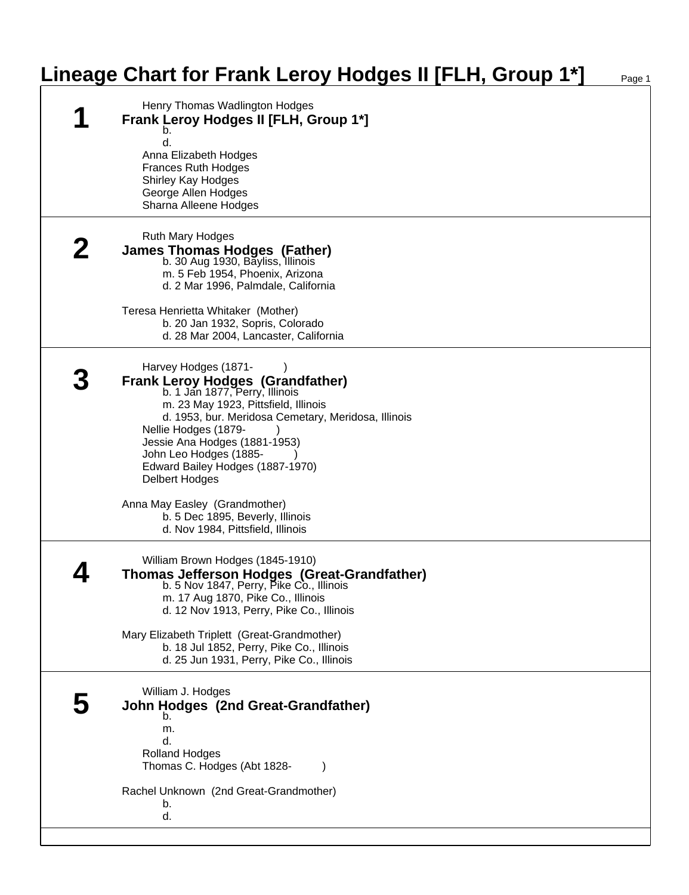# Lineage Chart for Frank Leroy Hodges II [FLH, Group 1*]

## 1

Henry Thomas Wadlington Hodges

**Frank Leroy Hodges II [FLH, Group 1*]**

b.

d.

Anna Elizabeth Hodges
Frances Ruth Hodges
Shirley Kay Hodges
George Allen Hodges
Sharna Alleene Hodges

---

## 2

Ruth Mary Hodges

**James Thomas Hodges (Father)**

b. 30 Aug 1930, Bayliss, Illinois
m. 5 Feb 1954, Phoenix, Arizona
d. 2 Mar 1996, Palmdale, California

Teresa Henrietta Whitaker (Mother)

b. 20 Jan 1932, Sopris, Colorado
d. 28 Mar 2004, Lancaster, California

---

## 3

Harvey Hodges (1871- )

**Frank Leroy Hodges (Grandfather)**

b. 1 Jan 1877, Perry, Illinois
m. 23 May 1923, Pittsfield, Illinois
d. 1953, bur. Meridosa Cemetary, Meridosa, Illinois

Nellie Hodges (1879- )
Jessie Ana Hodges (1881-1953)
John Leo Hodges (1885- )
Edward Bailey Hodges (1887-1970)
Delbert Hodges

Anna May Easley (Grandmother)

b. 5 Dec 1895, Beverly, Illinois
d. Nov 1984, Pittsfield, Illinois

---

## 4

William Brown Hodges (1845-1910)

**Thomas Jefferson Hodges (Great-Grandfather)**

b. 5 Nov 1847, Perry, Pike Co., Illinois
m. 17 Aug 1870, Pike Co., Illinois
d. 12 Nov 1913, Perry, Pike Co., Illinois

Mary Elizabeth Triplett (Great-Grandmother)

b. 18 Jul 1852, Perry, Pike Co., Illinois
d. 25 Jun 1931, Perry, Pike Co., Illinois

---

## 5

William J. Hodges

**John Hodges (2nd Great-Grandfather)**

b.
m.
d.

Rolland Hodges
Thomas C. Hodges (Abt 1828- )

Rachel Unknown (2nd Great-Grandmother)

b.
d.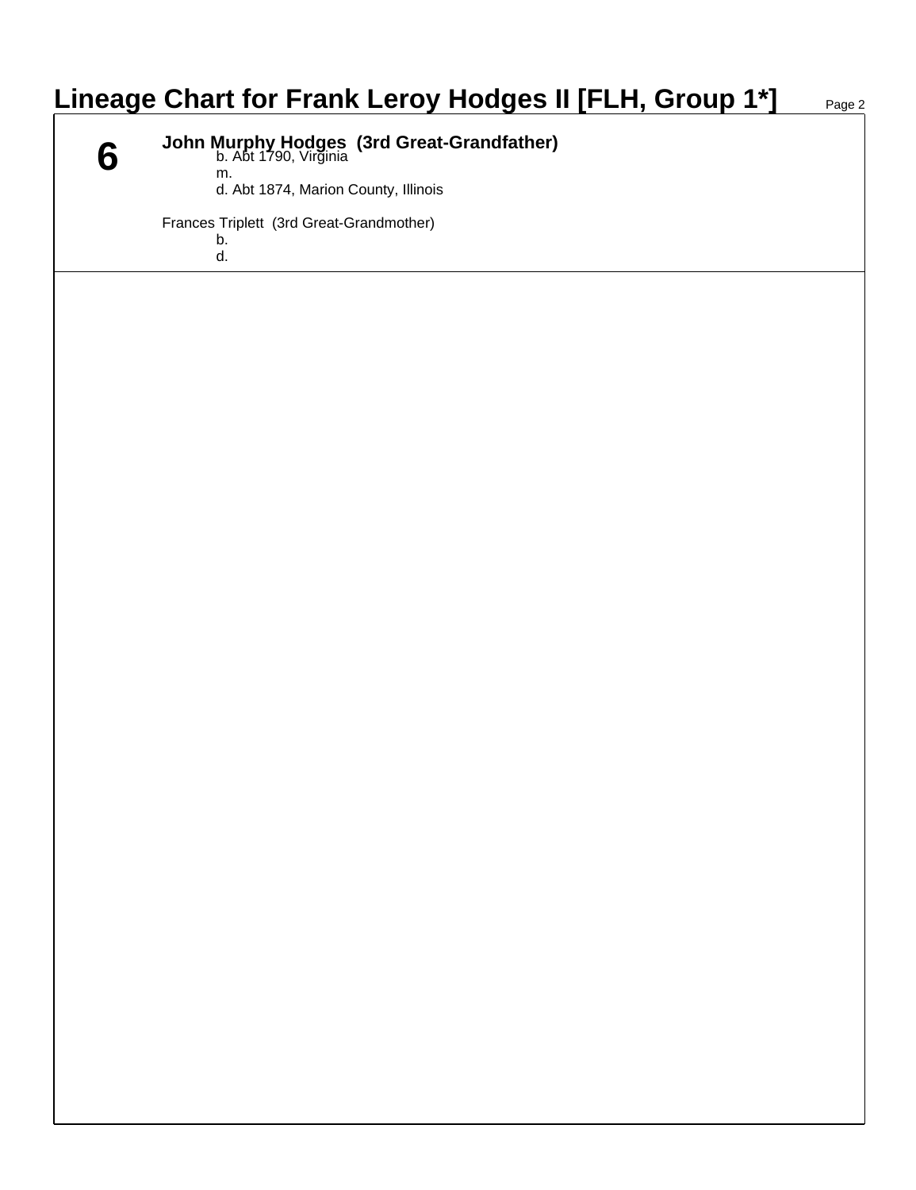# Lineage Chart for Frank Leroy Hodges II [FLH, Group 1*]

**6**

**John Murphy Hodges (3rd Great-Grandfather)**
b. Abt 1790, Virginia
m.
d. Abt 1874, Marion County, Illinois

Frances Triplett (3rd Great-Grandmother)
b.
d.